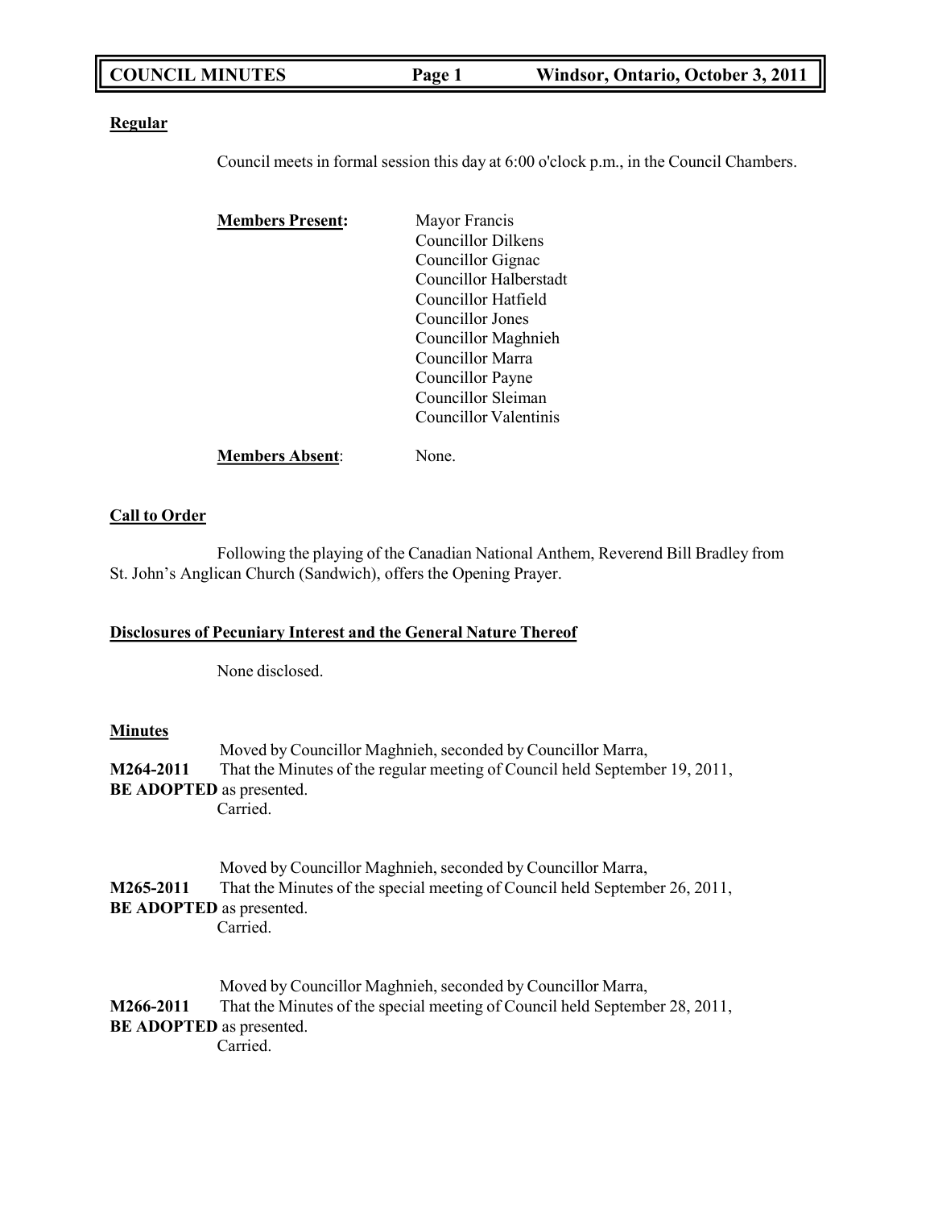**Regular**

Council meets in formal session this day at 6:00 o'clock p.m., in the Council Chambers.

**Members Present:**

Mayor Francis
Councillor Dilkens
Councillor Gignac
Councillor Halberstadt
Councillor Hatfield
Councillor Jones
Councillor Maghnieh
Councillor Marra
Councillor Payne
Councillor Sleiman
Councillor Valentinis

**Members Absent**: None.

**Call to Order**

Following the playing of the Canadian National Anthem, Reverend Bill Bradley from St. John's Anglican Church (Sandwich), offers the Opening Prayer.

**Disclosures of Pecuniary Interest and the General Nature Thereof**

None disclosed.

**Minutes**

Moved by Councillor Maghnieh, seconded by Councillor Marra,
**M264-2011** That the Minutes of the regular meeting of Council held September 19, 2011, **BE ADOPTED** as presented.
Carried.

Moved by Councillor Maghnieh, seconded by Councillor Marra,
**M265-2011** That the Minutes of the special meeting of Council held September 26, 2011, **BE ADOPTED** as presented.
Carried.

Moved by Councillor Maghnieh, seconded by Councillor Marra,
**M266-2011** That the Minutes of the special meeting of Council held September 28, 2011, **BE ADOPTED** as presented.
Carried.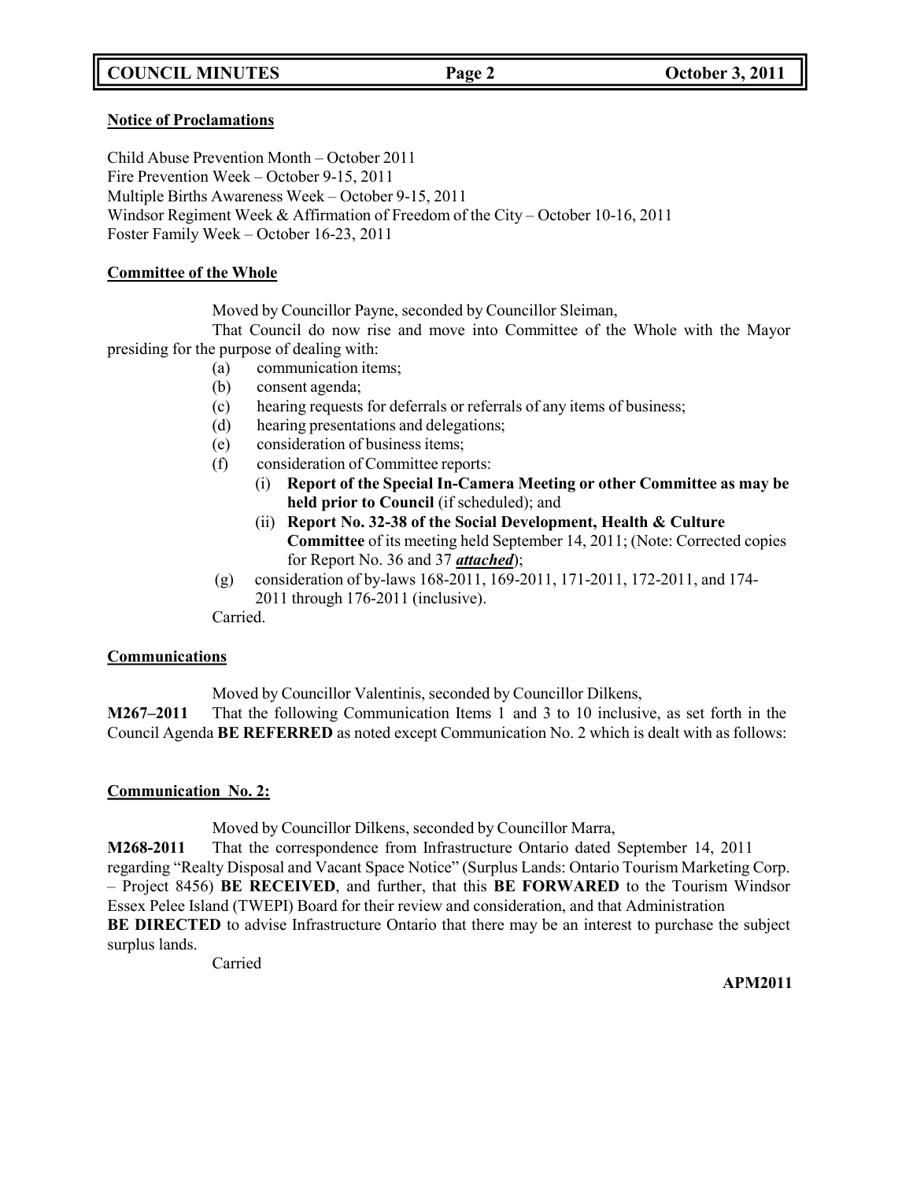**Notice of Proclamations**

Child Abuse Prevention Month – October 2011
Fire Prevention Week – October 9-15, 2011
Multiple Births Awareness Week – October 9-15, 2011
Windsor Regiment Week & Affirmation of Freedom of the City – October 10-16, 2011
Foster Family Week – October 16-23, 2011

**Committee of the Whole**

Moved by Councillor Payne, seconded by Councillor Sleiman,

That Council do now rise and move into Committee of the Whole with the Mayor presiding for the purpose of dealing with:

(a) communication items;
(b) consent agenda;
(c) hearing requests for deferrals or referrals of any items of business;
(d) hearing presentations and delegations;
(e) consideration of business items;
(f) consideration of Committee reports:
   (i) **Report of the Special In-Camera Meeting or other Committee as may be held prior to Council** (if scheduled); and
   (ii) **Report No. 32-38 of the Social Development, Health & Culture Committee** of its meeting held September 14, 2011; (Note: Corrected copies for Report No. 36 and 37 ***attached***);
(g) consideration of by-laws 168-2011, 169-2011, 171-2011, 172-2011, and 174-2011 through 176-2011 (inclusive).

Carried.

**Communications**

Moved by Councillor Valentinis, seconded by Councillor Dilkens,

**M267–2011** That the following Communication Items 1 and 3 to 10 inclusive, as set forth in the Council Agenda **BE REFERRED** as noted except Communication No. 2 which is dealt with as follows:

**Communication No. 2:**

Moved by Councillor Dilkens, seconded by Councillor Marra,

**M268-2011** That the correspondence from Infrastructure Ontario dated September 14, 2011 regarding "Realty Disposal and Vacant Space Notice" (Surplus Lands: Ontario Tourism Marketing Corp. – Project 8456) **BE RECEIVED**, and further, that this **BE FORWARED** to the Tourism Windsor Essex Pelee Island (TWEPI) Board for their review and consideration, and that Administration **BE DIRECTED** to advise Infrastructure Ontario that there may be an interest to purchase the subject surplus lands.

Carried

**APM2011**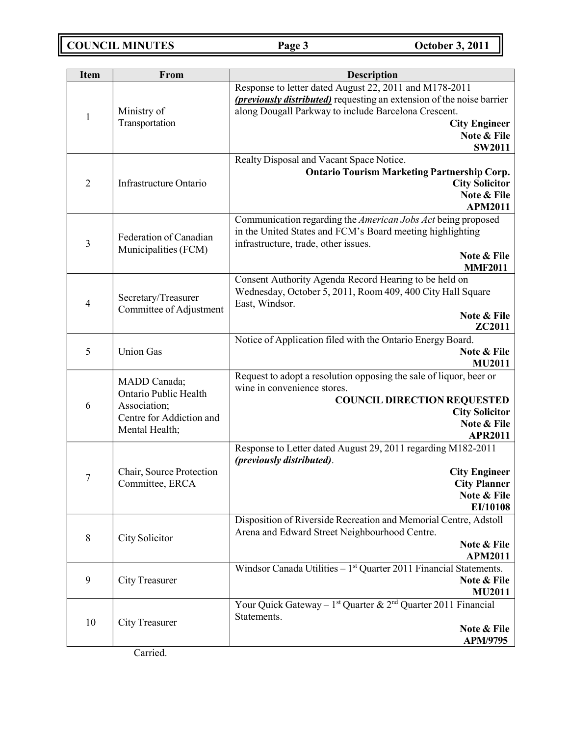| Item | From | Description |
|---|---|---|
| 1 | Ministry of Transportation | Response to letter dated August 22, 2011 and M178-2011 ***(previously distributed)*** requesting an extension of the noise barrier along Dougall Parkway to include Barcelona Crescent. **City Engineer** **Note & File** **SW2011** |
| 2 | Infrastructure Ontario | Realty Disposal and Vacant Space Notice. **Ontario Tourism Marketing Partnership Corp.** **City Solicitor** **Note & File** **APM2011** |
| 3 | Federation of Canadian Municipalities (FCM) | Communication regarding the *American Jobs Act* being proposed in the United States and FCM's Board meeting highlighting infrastructure, trade, other issues. **Note & File** **MMF2011** |
| 4 | Secretary/Treasurer Committee of Adjustment | Consent Authority Agenda Record Hearing to be held on Wednesday, October 5, 2011, Room 409, 400 City Hall Square East, Windsor. **Note & File** **ZC2011** |
| 5 | Union Gas | Notice of Application filed with the Ontario Energy Board. **Note & File** **MU2011** |
| 6 | MADD Canada; Ontario Public Health Association; Centre for Addiction and Mental Health; | Request to adopt a resolution opposing the sale of liquor, beer or wine in convenience stores. **COUNCIL DIRECTION REQUESTED** **City Solicitor** **Note & File** **APR2011** |
| 7 | Chair, Source Protection Committee, ERCA | Response to Letter dated August 29, 2011 regarding M182-2011 ***(previously distributed)***. **City Engineer** **City Planner** **Note & File** **EI/10108** |
| 8 | City Solicitor | Disposition of Riverside Recreation and Memorial Centre, Adstoll Arena and Edward Street Neighbourhood Centre. **Note & File** **APM2011** |
| 9 | City Treasurer | Windsor Canada Utilities – 1st Quarter 2011 Financial Statements. **Note & File** **MU2011** |
| 10 | City Treasurer | Your Quick Gateway – 1st Quarter & 2nd Quarter 2011 Financial Statements. **Note & File** **APM/9795** |

Carried.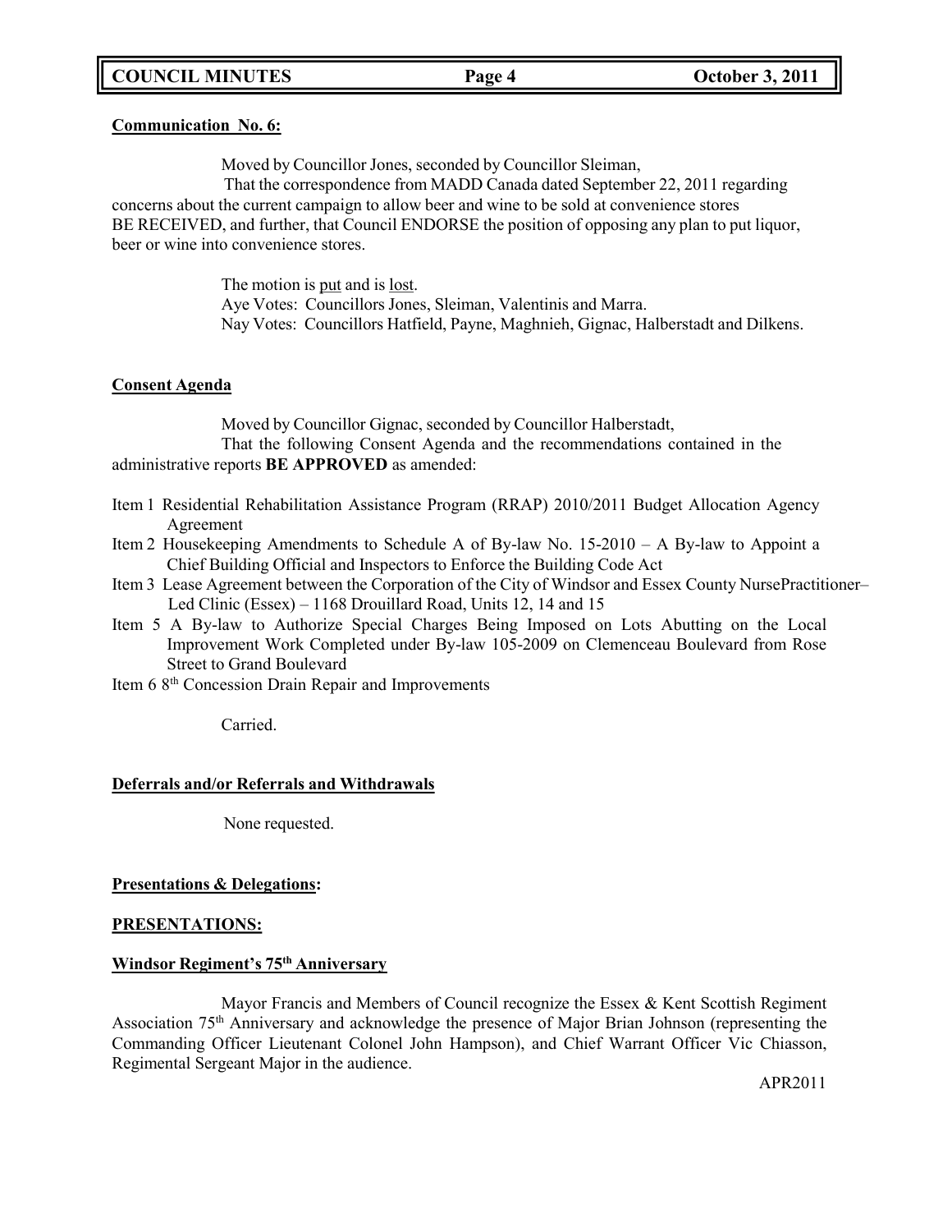**Communication No. 6:**

Moved by Councillor Jones, seconded by Councillor Sleiman,

That the correspondence from MADD Canada dated September 22, 2011 regarding concerns about the current campaign to allow beer and wine to be sold at convenience stores BE RECEIVED, and further, that Council ENDORSE the position of opposing any plan to put liquor, beer or wine into convenience stores.

The motion is put and is lost.
Aye Votes: Councillors Jones, Sleiman, Valentinis and Marra.
Nay Votes: Councillors Hatfield, Payne, Maghnieh, Gignac, Halberstadt and Dilkens.

**Consent Agenda**

Moved by Councillor Gignac, seconded by Councillor Halberstadt,

That the following Consent Agenda and the recommendations contained in the administrative reports **BE APPROVED** as amended:

- Item 1 Residential Rehabilitation Assistance Program (RRAP) 2010/2011 Budget Allocation Agency Agreement
- Item 2 Housekeeping Amendments to Schedule A of By-law No. 15-2010 – A By-law to Appoint a Chief Building Official and Inspectors to Enforce the Building Code Act
- Item 3 Lease Agreement between the Corporation of the City of Windsor and Essex County NursePractitioner–Led Clinic (Essex) – 1168 Drouillard Road, Units 12, 14 and 15
- Item 5 A By-law to Authorize Special Charges Being Imposed on Lots Abutting on the Local Improvement Work Completed under By-law 105-2009 on Clemenceau Boulevard from Rose Street to Grand Boulevard
- Item 6 8th Concession Drain Repair and Improvements

Carried.

**Deferrals and/or Referrals and Withdrawals**

None requested.

**Presentations & Delegations:**

**PRESENTATIONS:**

**Windsor Regiment's 75th Anniversary**

Mayor Francis and Members of Council recognize the Essex & Kent Scottish Regiment Association 75th Anniversary and acknowledge the presence of Major Brian Johnson (representing the Commanding Officer Lieutenant Colonel John Hampson), and Chief Warrant Officer Vic Chiasson, Regimental Sergeant Major in the audience.

APR2011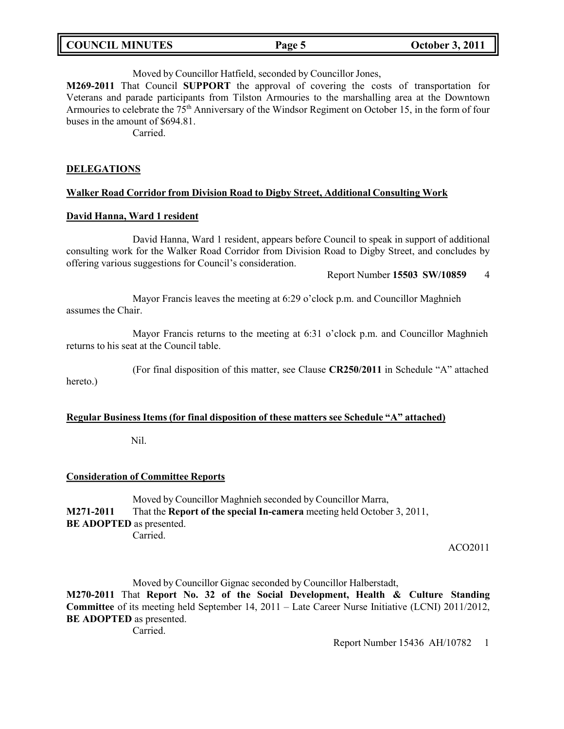Moved by Councillor Hatfield, seconded by Councillor Jones,

**M269-2011** That Council **SUPPORT** the approval of covering the costs of transportation for Veterans and parade participants from Tilston Armouries to the marshalling area at the Downtown Armouries to celebrate the 75th Anniversary of the Windsor Regiment on October 15, in the form of four buses in the amount of $694.81.

Carried.

## DELEGATIONS

### Walker Road Corridor from Division Road to Digby Street, Additional Consulting Work

### David Hanna, Ward 1 resident

David Hanna, Ward 1 resident, appears before Council to speak in support of additional consulting work for the Walker Road Corridor from Division Road to Digby Street, and concludes by offering various suggestions for Council's consideration.

Report Number **15503 SW/10859** 4

Mayor Francis leaves the meeting at 6:29 o'clock p.m. and Councillor Maghnieh assumes the Chair.

Mayor Francis returns to the meeting at 6:31 o'clock p.m. and Councillor Maghnieh returns to his seat at the Council table.

(For final disposition of this matter, see Clause **CR250/2011** in Schedule "A" attached hereto.)

### Regular Business Items (for final disposition of these matters see Schedule "A" attached)

Nil.

### Consideration of Committee Reports

Moved by Councillor Maghnieh seconded by Councillor Marra,

**M271-2011** That the **Report of the special In-camera** meeting held October 3, 2011, **BE ADOPTED** as presented.

Carried.

ACO2011

Moved by Councillor Gignac seconded by Councillor Halberstadt,

**M270-2011** That **Report No. 32 of the Social Development, Health & Culture Standing Committee** of its meeting held September 14, 2011 – Late Career Nurse Initiative (LCNI) 2011/2012, **BE ADOPTED** as presented.

Carried.

Report Number 15436 AH/10782 1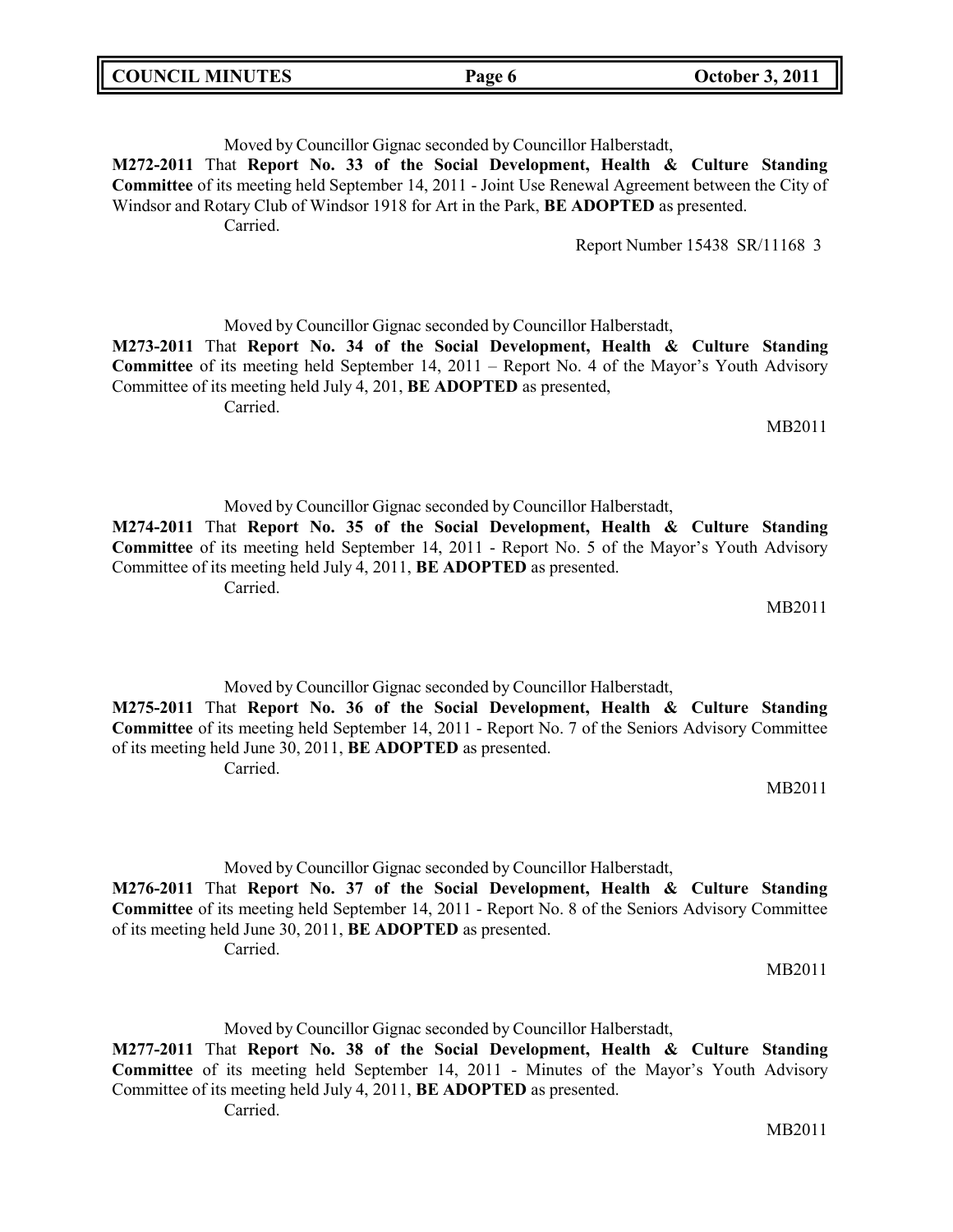Moved by Councillor Gignac seconded by Councillor Halberstadt,

**M272-2011** That **Report No. 33 of the Social Development, Health & Culture Standing Committee** of its meeting held September 14, 2011 - Joint Use Renewal Agreement between the City of Windsor and Rotary Club of Windsor 1918 for Art in the Park, **BE ADOPTED** as presented.

Carried.

Report Number 15438 SR/11168 3

Moved by Councillor Gignac seconded by Councillor Halberstadt,

**M273-2011** That **Report No. 34 of the Social Development, Health & Culture Standing Committee** of its meeting held September 14, 2011 – Report No. 4 of the Mayor's Youth Advisory Committee of its meeting held July 4, 201, **BE ADOPTED** as presented,

Carried.

MB2011

Moved by Councillor Gignac seconded by Councillor Halberstadt,

**M274-2011** That **Report No. 35 of the Social Development, Health & Culture Standing Committee** of its meeting held September 14, 2011 - Report No. 5 of the Mayor's Youth Advisory Committee of its meeting held July 4, 2011, **BE ADOPTED** as presented.

Carried.

MB2011

Moved by Councillor Gignac seconded by Councillor Halberstadt,

**M275-2011** That **Report No. 36 of the Social Development, Health & Culture Standing Committee** of its meeting held September 14, 2011 - Report No. 7 of the Seniors Advisory Committee of its meeting held June 30, 2011, **BE ADOPTED** as presented.

Carried.

MB2011

Moved by Councillor Gignac seconded by Councillor Halberstadt,

**M276-2011** That **Report No. 37 of the Social Development, Health & Culture Standing Committee** of its meeting held September 14, 2011 - Report No. 8 of the Seniors Advisory Committee of its meeting held June 30, 2011, **BE ADOPTED** as presented.

Carried.

MB2011

Moved by Councillor Gignac seconded by Councillor Halberstadt,

**M277-2011** That **Report No. 38 of the Social Development, Health & Culture Standing Committee** of its meeting held September 14, 2011 - Minutes of the Mayor's Youth Advisory Committee of its meeting held July 4, 2011, **BE ADOPTED** as presented.

Carried.

MB2011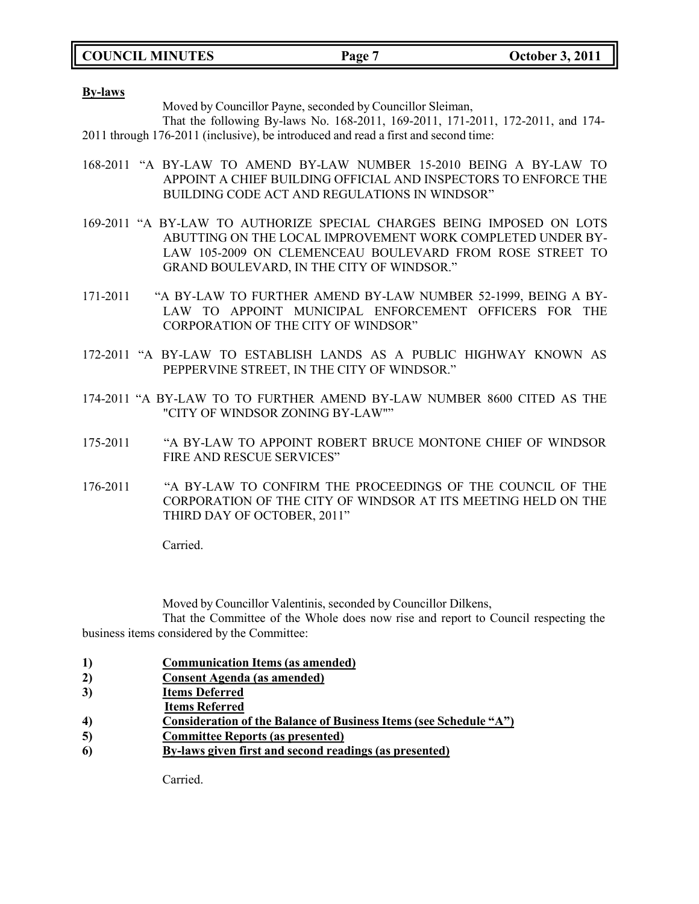**By-laws**

Moved by Councillor Payne, seconded by Councillor Sleiman,

That the following By-laws No. 168-2011, 169-2011, 171-2011, 172-2011, and 174-2011 through 176-2011 (inclusive), be introduced and read a first and second time:

168-2011 "A BY-LAW TO AMEND BY-LAW NUMBER 15-2010 BEING A BY-LAW TO APPOINT A CHIEF BUILDING OFFICIAL AND INSPECTORS TO ENFORCE THE BUILDING CODE ACT AND REGULATIONS IN WINDSOR"

169-2011 "A BY-LAW TO AUTHORIZE SPECIAL CHARGES BEING IMPOSED ON LOTS ABUTTING ON THE LOCAL IMPROVEMENT WORK COMPLETED UNDER BY-LAW 105-2009 ON CLEMENCEAU BOULEVARD FROM ROSE STREET TO GRAND BOULEVARD, IN THE CITY OF WINDSOR."

171-2011 "A BY-LAW TO FURTHER AMEND BY-LAW NUMBER 52-1999, BEING A BY-LAW TO APPOINT MUNICIPAL ENFORCEMENT OFFICERS FOR THE CORPORATION OF THE CITY OF WINDSOR"

172-2011 "A BY-LAW TO ESTABLISH LANDS AS A PUBLIC HIGHWAY KNOWN AS PEPPERVINE STREET, IN THE CITY OF WINDSOR."

174-2011 "A BY-LAW TO TO FURTHER AMEND BY-LAW NUMBER 8600 CITED AS THE "CITY OF WINDSOR ZONING BY-LAW""

175-2011 "A BY-LAW TO APPOINT ROBERT BRUCE MONTONE CHIEF OF WINDSOR FIRE AND RESCUE SERVICES"

176-2011 "A BY-LAW TO CONFIRM THE PROCEEDINGS OF THE COUNCIL OF THE CORPORATION OF THE CITY OF WINDSOR AT ITS MEETING HELD ON THE THIRD DAY OF OCTOBER, 2011"

Carried.

Moved by Councillor Valentinis, seconded by Councillor Dilkens,

That the Committee of the Whole does now rise and report to Council respecting the business items considered by the Committee:

1) **Communication Items (as amended)**
2) **Consent Agenda (as amended)**
3) **Items Deferred**
   **Items Referred**
4) **Consideration of the Balance of Business Items (see Schedule "A")**
5) **Committee Reports (as presented)**
6) **By-laws given first and second readings (as presented)**

Carried.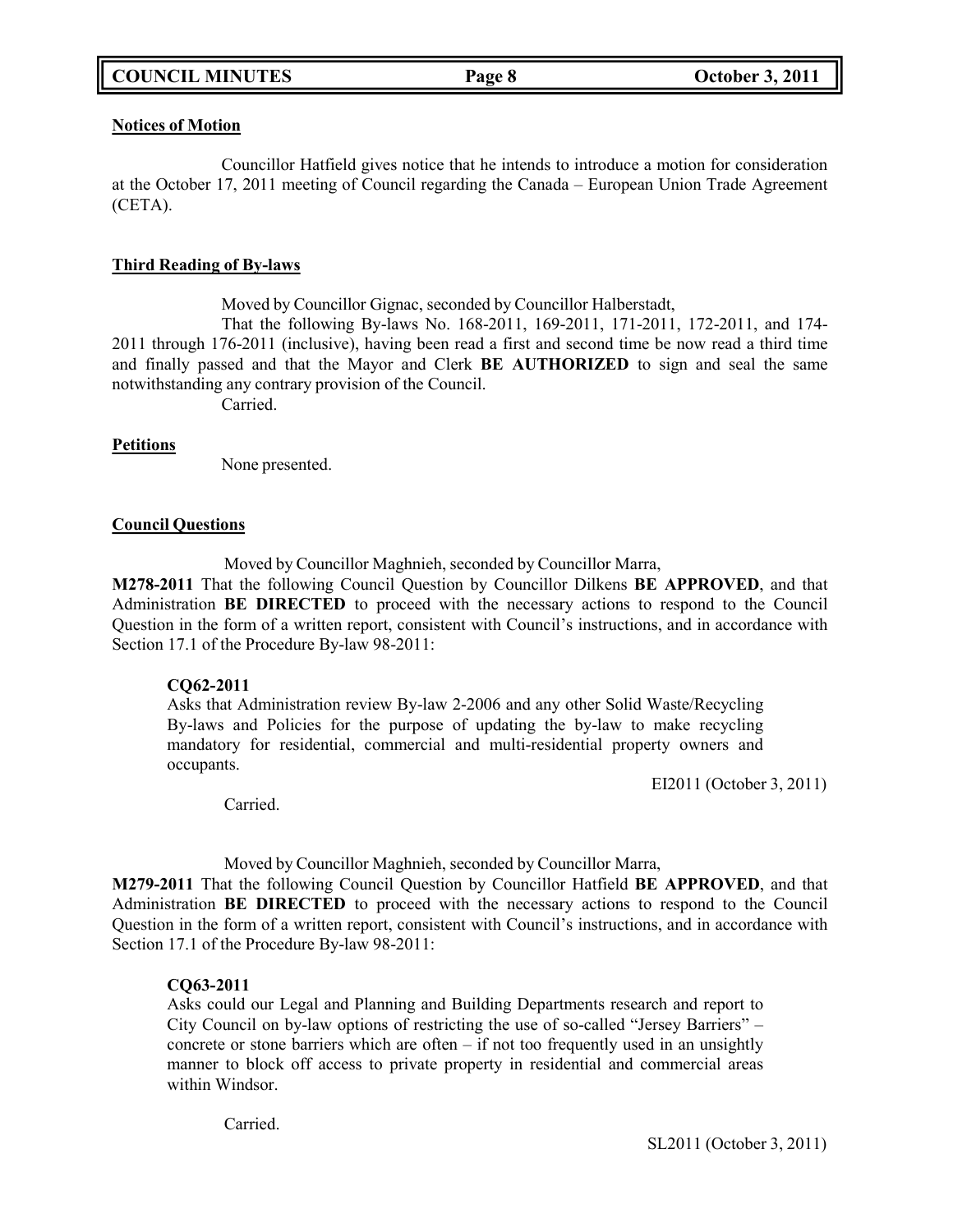**Notices of Motion**

Councillor Hatfield gives notice that he intends to introduce a motion for consideration at the October 17, 2011 meeting of Council regarding the Canada – European Union Trade Agreement (CETA).

**Third Reading of By-laws**

Moved by Councillor Gignac, seconded by Councillor Halberstadt,

That the following By-laws No. 168-2011, 169-2011, 171-2011, 172-2011, and 174-2011 through 176-2011 (inclusive), having been read a first and second time be now read a third time and finally passed and that the Mayor and Clerk **BE AUTHORIZED** to sign and seal the same notwithstanding any contrary provision of the Council.

Carried.

**Petitions**

None presented.

**Council Questions**

Moved by Councillor Maghnieh, seconded by Councillor Marra,

**M278-2011** That the following Council Question by Councillor Dilkens **BE APPROVED**, and that Administration **BE DIRECTED** to proceed with the necessary actions to respond to the Council Question in the form of a written report, consistent with Council's instructions, and in accordance with Section 17.1 of the Procedure By-law 98-2011:

> **CQ62-2011**
> Asks that Administration review By-law 2-2006 and any other Solid Waste/Recycling By-laws and Policies for the purpose of updating the by-law to make recycling mandatory for residential, commercial and multi-residential property owners and occupants.

EI2011 (October 3, 2011)

Carried.

Moved by Councillor Maghnieh, seconded by Councillor Marra,

**M279-2011** That the following Council Question by Councillor Hatfield **BE APPROVED**, and that Administration **BE DIRECTED** to proceed with the necessary actions to respond to the Council Question in the form of a written report, consistent with Council's instructions, and in accordance with Section 17.1 of the Procedure By-law 98-2011:

> **CQ63-2011**
> Asks could our Legal and Planning and Building Departments research and report to City Council on by-law options of restricting the use of so-called "Jersey Barriers" – concrete or stone barriers which are often – if not too frequently used in an unsightly manner to block off access to private property in residential and commercial areas within Windsor.

Carried.

SL2011 (October 3, 2011)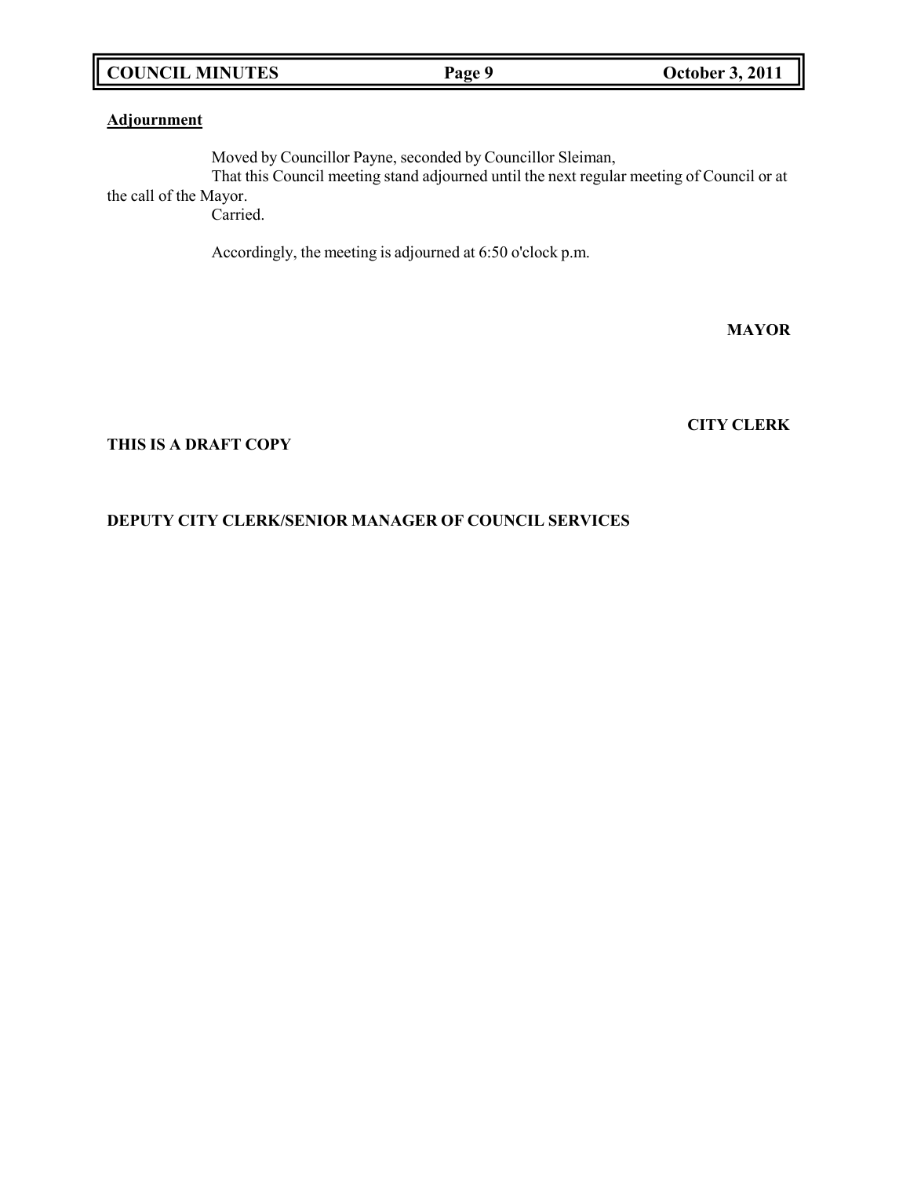**Adjournment**

Moved by Councillor Payne, seconded by Councillor Sleiman,
That this Council meeting stand adjourned until the next regular meeting of Council or at the call of the Mayor.
Carried.

Accordingly, the meeting is adjourned at 6:50 o'clock p.m.

**MAYOR**

**CITY CLERK**

**THIS IS A DRAFT COPY**

**DEPUTY CITY CLERK/SENIOR MANAGER OF COUNCIL SERVICES**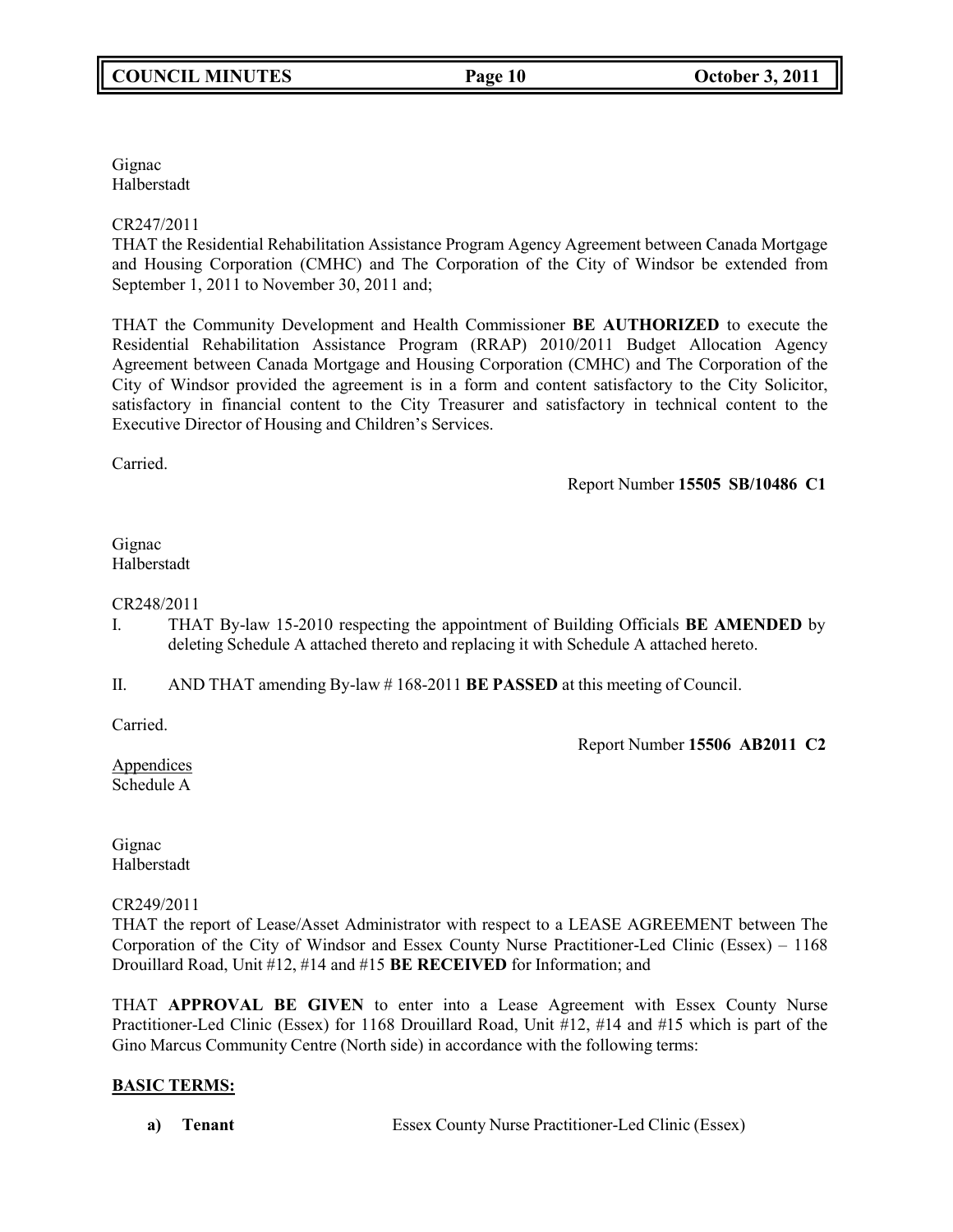Gignac
Halberstadt

CR247/2011
THAT the Residential Rehabilitation Assistance Program Agency Agreement between Canada Mortgage and Housing Corporation (CMHC) and The Corporation of the City of Windsor be extended from September 1, 2011 to November 30, 2011 and;

THAT the Community Development and Health Commissioner **BE AUTHORIZED** to execute the Residential Rehabilitation Assistance Program (RRAP) 2010/2011 Budget Allocation Agency Agreement between Canada Mortgage and Housing Corporation (CMHC) and The Corporation of the City of Windsor provided the agreement is in a form and content satisfactory to the City Solicitor, satisfactory in financial content to the City Treasurer and satisfactory in technical content to the Executive Director of Housing and Children's Services.

Carried.

Report Number **15505 SB/10486 C1**

Gignac
Halberstadt

CR248/2011

I. THAT By-law 15-2010 respecting the appointment of Building Officials **BE AMENDED** by deleting Schedule A attached thereto and replacing it with Schedule A attached hereto.

II. AND THAT amending By-law # 168-2011 **BE PASSED** at this meeting of Council.

Carried.

Report Number **15506 AB2011 C2**

Appendices
Schedule A

Gignac
Halberstadt

CR249/2011
THAT the report of Lease/Asset Administrator with respect to a LEASE AGREEMENT between The Corporation of the City of Windsor and Essex County Nurse Practitioner-Led Clinic (Essex) – 1168 Drouillard Road, Unit #12, #14 and #15 **BE RECEIVED** for Information; and

THAT **APPROVAL BE GIVEN** to enter into a Lease Agreement with Essex County Nurse Practitioner-Led Clinic (Essex) for 1168 Drouillard Road, Unit #12, #14 and #15 which is part of the Gino Marcus Community Centre (North side) in accordance with the following terms:

**BASIC TERMS:**

**a) Tenant** Essex County Nurse Practitioner-Led Clinic (Essex)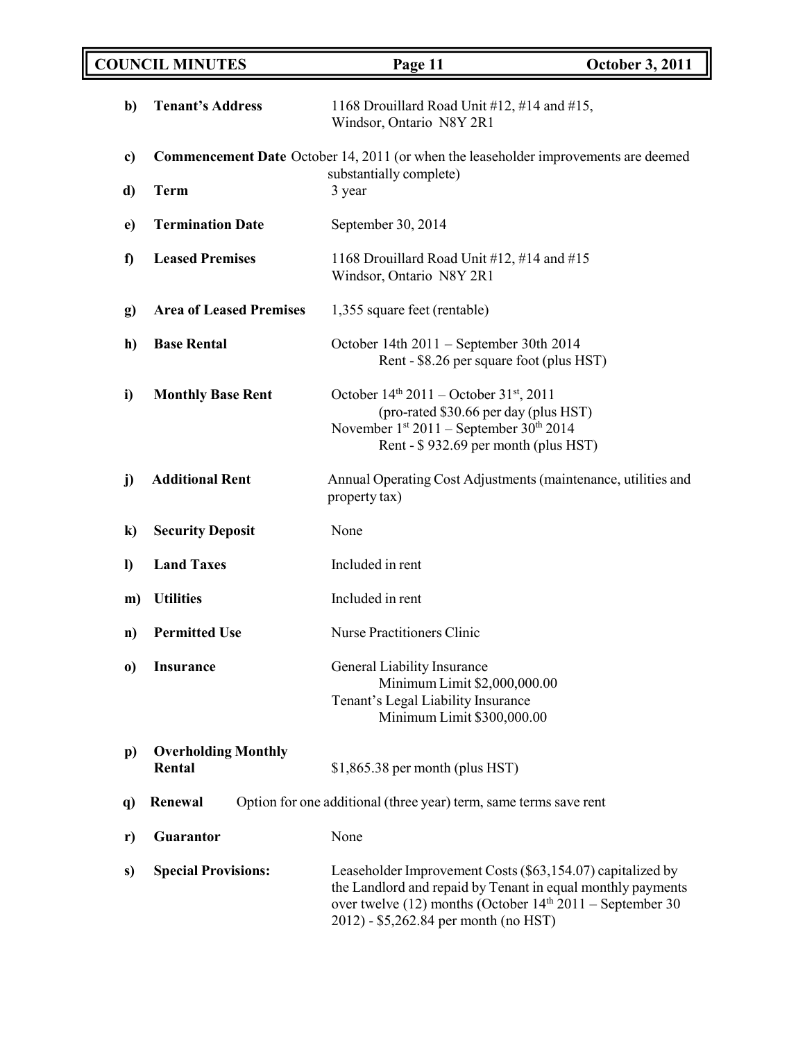| | | |
|---|---|---|
| **b)** | **Tenant's Address** | 1168 Drouillard Road Unit #12, #14 and #15,<br>Windsor, Ontario N8Y 2R1 |
| **c)** | **Commencement Date** | October 14, 2011 (or when the leaseholder improvements are deemed substantially complete) |
| **d)** | **Term** | 3 year |
| **e)** | **Termination Date** | September 30, 2014 |
| **f)** | **Leased Premises** | 1168 Drouillard Road Unit #12, #14 and #15<br>Windsor, Ontario N8Y 2R1 |
| **g)** | **Area of Leased Premises** | 1,355 square feet (rentable) |
| **h)** | **Base Rental** | October 14th 2011 – September 30th 2014<br>Rent - $8.26 per square foot (plus HST) |
| **i)** | **Monthly Base Rent** | October 14th 2011 – October 31st, 2011<br>(pro-rated $30.66 per day (plus HST)<br>November 1st 2011 – September 30th 2014<br>Rent - $ 932.69 per month (plus HST) |
| **j)** | **Additional Rent** | Annual Operating Cost Adjustments (maintenance, utilities and property tax) |
| **k)** | **Security Deposit** | None |
| **l)** | **Land Taxes** | Included in rent |
| **m)** | **Utilities** | Included in rent |
| **n)** | **Permitted Use** | Nurse Practitioners Clinic |
| **o)** | **Insurance** | General Liability Insurance<br>Minimum Limit $2,000,000.00<br>Tenant's Legal Liability Insurance<br>Minimum Limit $300,000.00 |
| **p)** | **Overholding Monthly Rental** | $1,865.38 per month (plus HST) |
| **q)** | **Renewal** | Option for one additional (three year) term, same terms save rent |
| **r)** | **Guarantor** | None |
| **s)** | **Special Provisions:** | Leaseholder Improvement Costs ($63,154.07) capitalized by the Landlord and repaid by Tenant in equal monthly payments over twelve (12) months (October 14th 2011 – September 30 2012) - $5,262.84 per month (no HST) |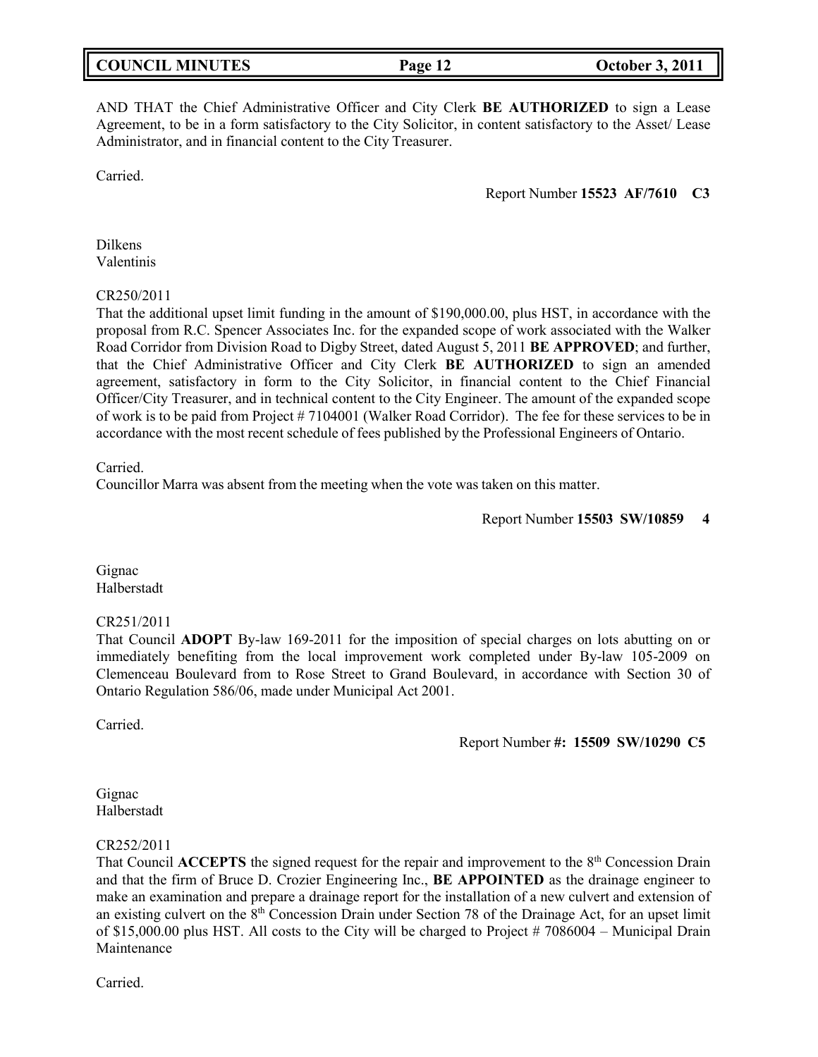AND THAT the Chief Administrative Officer and City Clerk **BE AUTHORIZED** to sign a Lease Agreement, to be in a form satisfactory to the City Solicitor, in content satisfactory to the Asset/ Lease Administrator, and in financial content to the City Treasurer.

Carried.

Report Number **15523 AF/7610 C3**

Dilkens
Valentinis

CR250/2011
That the additional upset limit funding in the amount of $190,000.00, plus HST, in accordance with the proposal from R.C. Spencer Associates Inc. for the expanded scope of work associated with the Walker Road Corridor from Division Road to Digby Street, dated August 5, 2011 **BE APPROVED**; and further, that the Chief Administrative Officer and City Clerk **BE AUTHORIZED** to sign an amended agreement, satisfactory in form to the City Solicitor, in financial content to the Chief Financial Officer/City Treasurer, and in technical content to the City Engineer. The amount of the expanded scope of work is to be paid from Project # 7104001 (Walker Road Corridor). The fee for these services to be in accordance with the most recent schedule of fees published by the Professional Engineers of Ontario.

Carried.
Councillor Marra was absent from the meeting when the vote was taken on this matter.

Report Number **15503 SW/10859 4**

Gignac
Halberstadt

CR251/2011
That Council **ADOPT** By-law 169-2011 for the imposition of special charges on lots abutting on or immediately benefiting from the local improvement work completed under By-law 105-2009 on Clemenceau Boulevard from to Rose Street to Grand Boulevard, in accordance with Section 30 of Ontario Regulation 586/06, made under Municipal Act 2001.

Carried.

Report Number **#: 15509 SW/10290 C5**

Gignac
Halberstadt

CR252/2011
That Council **ACCEPTS** the signed request for the repair and improvement to the 8th Concession Drain and that the firm of Bruce D. Crozier Engineering Inc., **BE APPOINTED** as the drainage engineer to make an examination and prepare a drainage report for the installation of a new culvert and extension of an existing culvert on the 8th Concession Drain under Section 78 of the Drainage Act, for an upset limit of $15,000.00 plus HST. All costs to the City will be charged to Project # 7086004 – Municipal Drain Maintenance

Carried.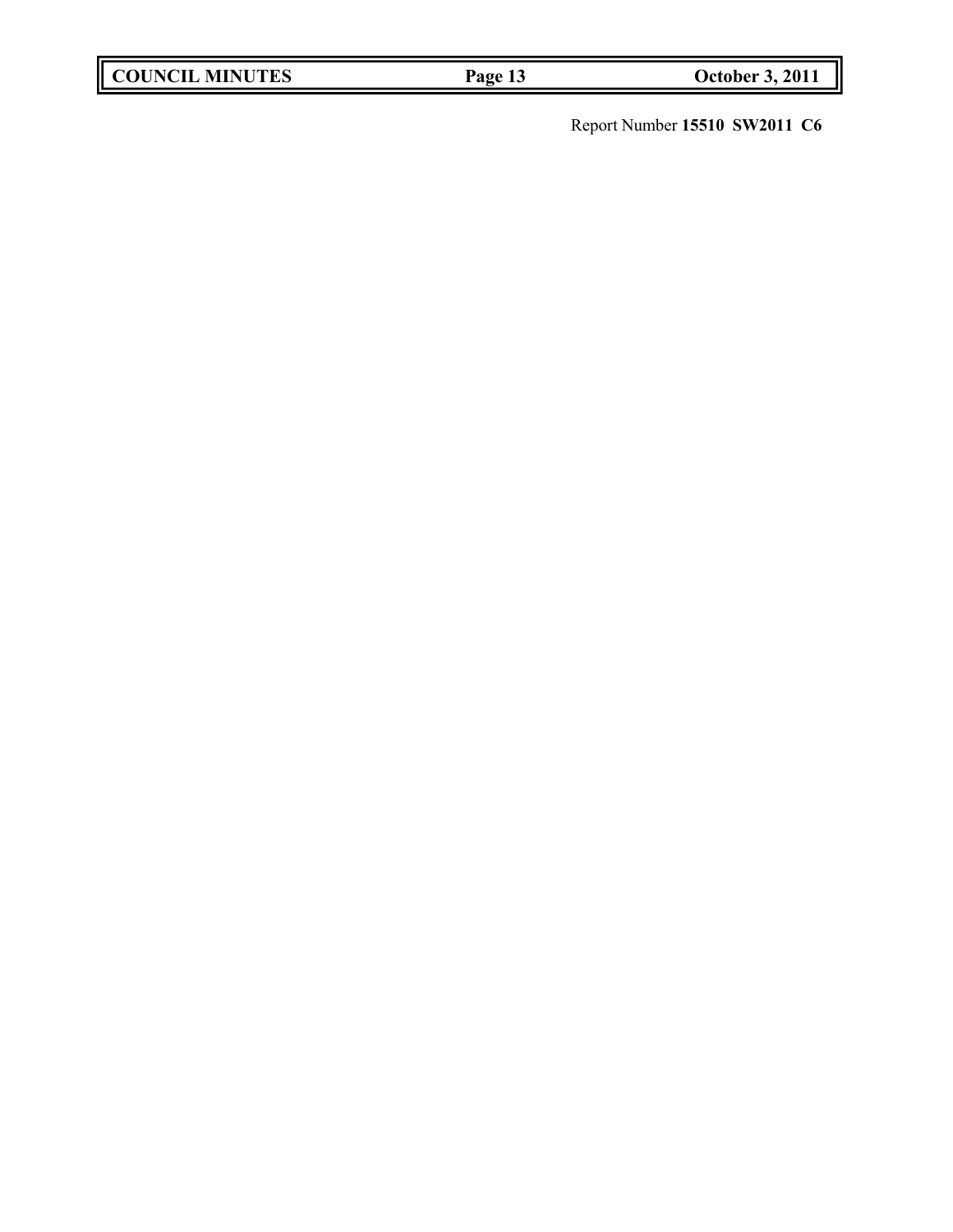Report Number **15510 SW2011 C6**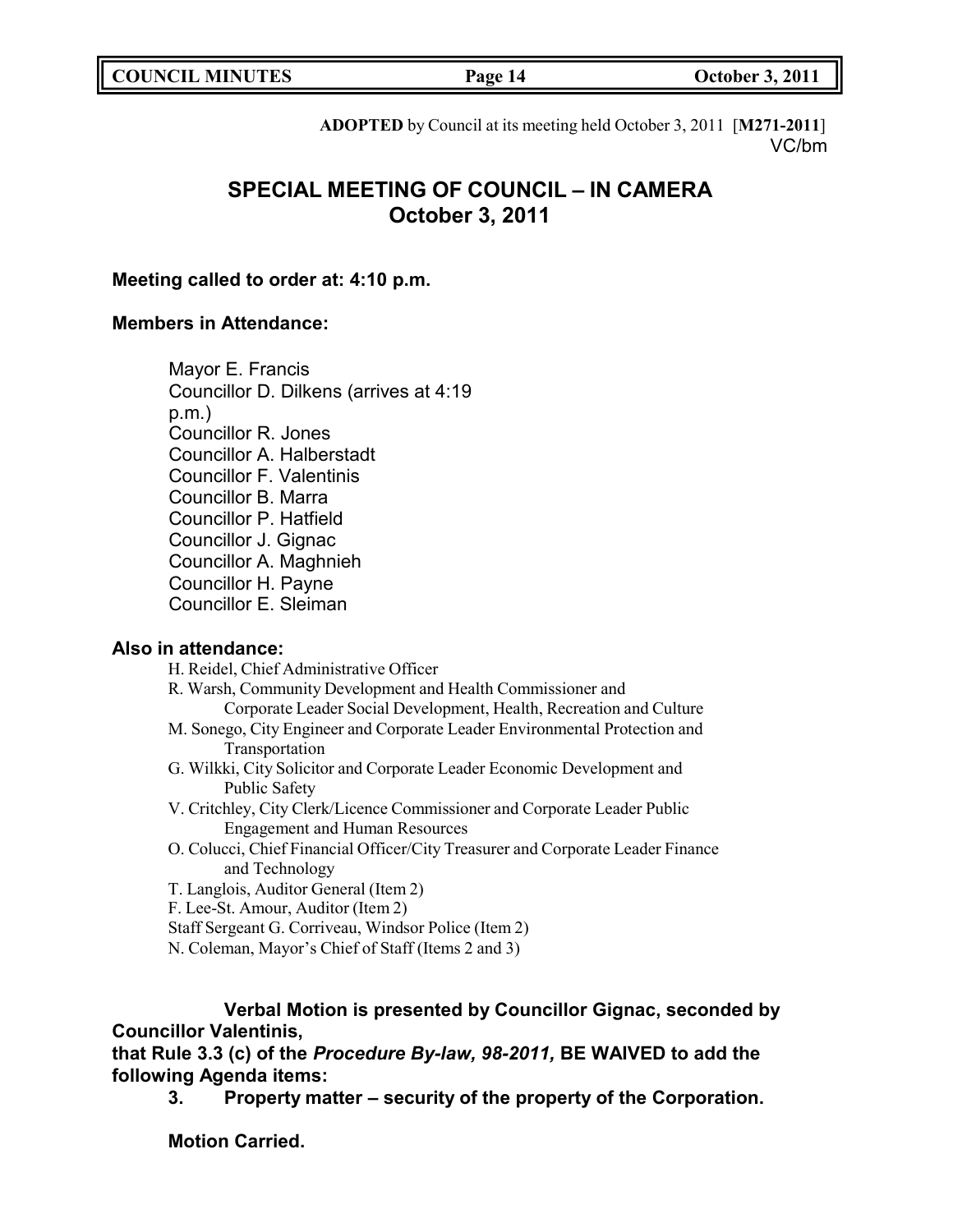**ADOPTED** by Council at its meeting held October 3, 2011 [**M271-2011**]
VC/bm

# SPECIAL MEETING OF COUNCIL – IN CAMERA
# October 3, 2011

**Meeting called to order at: 4:10 p.m.**

**Members in Attendance:**

Mayor E. Francis
Councillor D. Dilkens (arrives at 4:19 p.m.)
Councillor R. Jones
Councillor A. Halberstadt
Councillor F. Valentinis
Councillor B. Marra
Councillor P. Hatfield
Councillor J. Gignac
Councillor A. Maghnieh
Councillor H. Payne
Councillor E. Sleiman

**Also in attendance:**

H. Reidel, Chief Administrative Officer
R. Warsh, Community Development and Health Commissioner and Corporate Leader Social Development, Health, Recreation and Culture
M. Sonego, City Engineer and Corporate Leader Environmental Protection and Transportation
G. Wilkki, City Solicitor and Corporate Leader Economic Development and Public Safety
V. Critchley, City Clerk/Licence Commissioner and Corporate Leader Public Engagement and Human Resources
O. Colucci, Chief Financial Officer/City Treasurer and Corporate Leader Finance and Technology
T. Langlois, Auditor General (Item 2)
F. Lee-St. Amour, Auditor (Item 2)
Staff Sergeant G. Corriveau, Windsor Police (Item 2)
N. Coleman, Mayor's Chief of Staff (Items 2 and 3)

**Verbal Motion is presented by Councillor Gignac, seconded by Councillor Valentinis,**
**that Rule 3.3 (c) of the *Procedure By-law, 98-2011,* BE WAIVED to add the following Agenda items:**

**3. Property matter – security of the property of the Corporation.**

**Motion Carried.**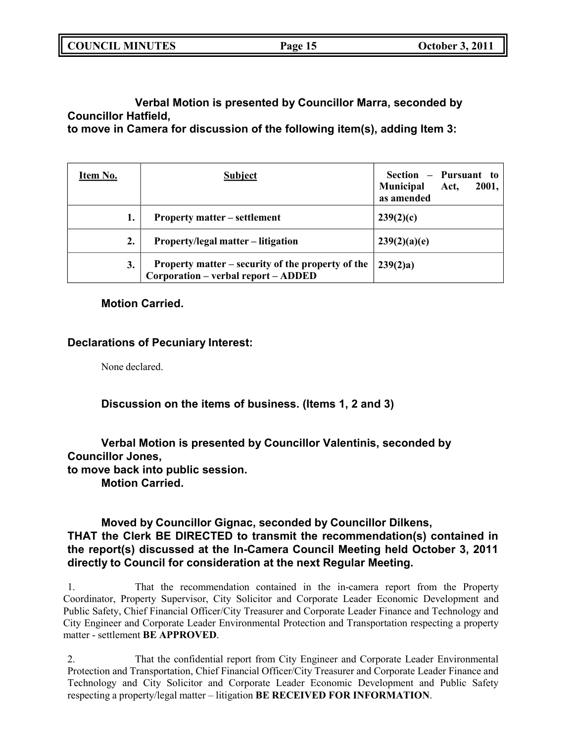**Verbal Motion is presented by Councillor Marra, seconded by Councillor Hatfield,**
**to move in Camera for discussion of the following item(s), adding Item 3:**

| Item No. | Subject | Section – Pursuant to Municipal Act, 2001, as amended |
|---|---|---|
| 1. | Property matter – settlement | 239(2)(c) |
| 2. | Property/legal matter – litigation | 239(2)(a)(e) |
| 3. | Property matter – security of the property of the Corporation – verbal report – ADDED | 239(2)a) |

**Motion Carried.**

**Declarations of Pecuniary Interest:**

None declared.

**Discussion on the items of business. (Items 1, 2 and 3)**

**Verbal Motion is presented by Councillor Valentinis, seconded by Councillor Jones,**
**to move back into public session.**
**Motion Carried.**

**Moved by Councillor Gignac, seconded by Councillor Dilkens,**
**THAT the Clerk BE DIRECTED to transmit the recommendation(s) contained in the report(s) discussed at the In-Camera Council Meeting held October 3, 2011 directly to Council for consideration at the next Regular Meeting.**

1. That the recommendation contained in the in-camera report from the Property Coordinator, Property Supervisor, City Solicitor and Corporate Leader Economic Development and Public Safety, Chief Financial Officer/City Treasurer and Corporate Leader Finance and Technology and City Engineer and Corporate Leader Environmental Protection and Transportation respecting a property matter - settlement **BE APPROVED**.

2. That the confidential report from City Engineer and Corporate Leader Environmental Protection and Transportation, Chief Financial Officer/City Treasurer and Corporate Leader Finance and Technology and City Solicitor and Corporate Leader Economic Development and Public Safety respecting a property/legal matter – litigation **BE RECEIVED FOR INFORMATION**.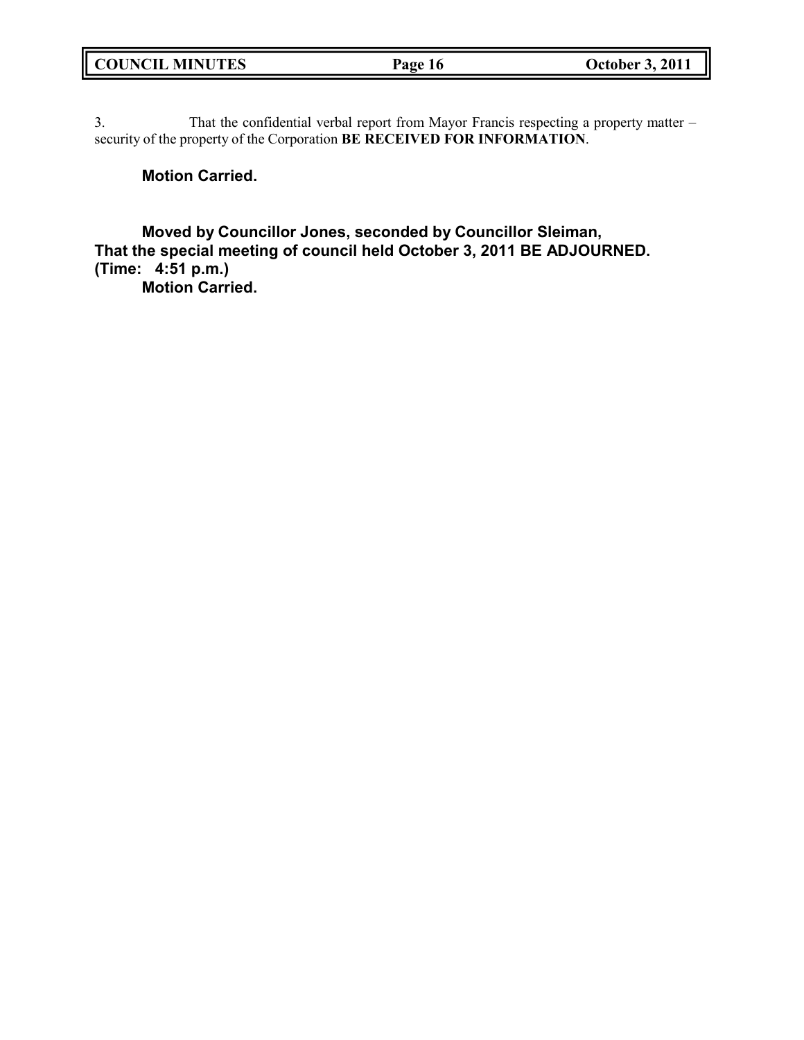3. That the confidential verbal report from Mayor Francis respecting a property matter – security of the property of the Corporation **BE RECEIVED FOR INFORMATION**.

**Motion Carried.**

**Moved by Councillor Jones, seconded by Councillor Sleiman,**
**That the special meeting of council held October 3, 2011 BE ADJOURNED.**
**(Time: 4:51 p.m.)**
**Motion Carried.**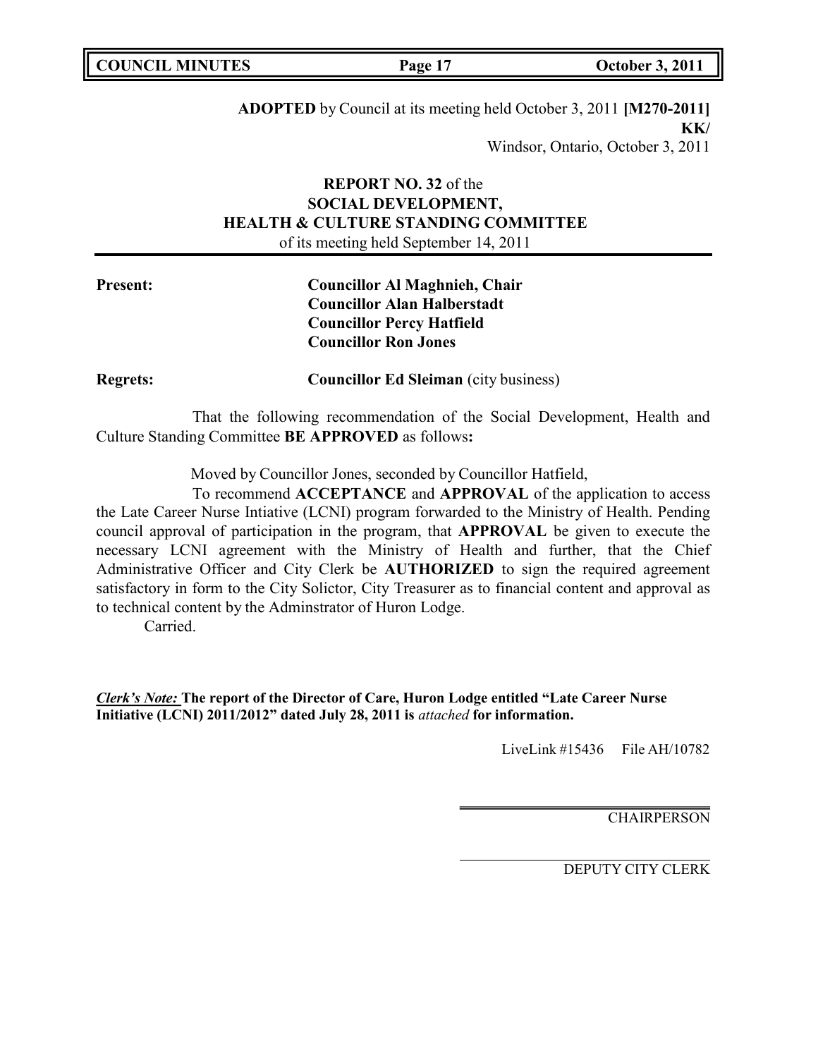**ADOPTED** by Council at its meeting held October 3, 2011 **[M270-2011]**
**KK/**
Windsor, Ontario, October 3, 2011

**REPORT NO. 32** of the
**SOCIAL DEVELOPMENT,**
**HEALTH & CULTURE STANDING COMMITTEE**
of its meeting held September 14, 2011

**Present:** **Councillor Al Maghnieh, Chair**
**Councillor Alan Halberstadt**
**Councillor Percy Hatfield**
**Councillor Ron Jones**

**Regrets:** **Councillor Ed Sleiman** (city business)

That the following recommendation of the Social Development, Health and Culture Standing Committee **BE APPROVED** as follows**:**

Moved by Councillor Jones, seconded by Councillor Hatfield,

To recommend **ACCEPTANCE** and **APPROVAL** of the application to access the Late Career Nurse Intiative (LCNI) program forwarded to the Ministry of Health. Pending council approval of participation in the program, that **APPROVAL** be given to execute the necessary LCNI agreement with the Ministry of Health and further, that the Chief Administrative Officer and City Clerk be **AUTHORIZED** to sign the required agreement satisfactory in form to the City Solictor, City Treasurer as to financial content and approval as to technical content by the Adminstrator of Huron Lodge.

Carried.

***Clerk's Note:*** **The report of the Director of Care, Huron Lodge entitled "Late Career Nurse Initiative (LCNI) 2011/2012" dated July 28, 2011 is** ***attached*** **for information.**

LiveLink #15436 File AH/10782

CHAIRPERSON

DEPUTY CITY CLERK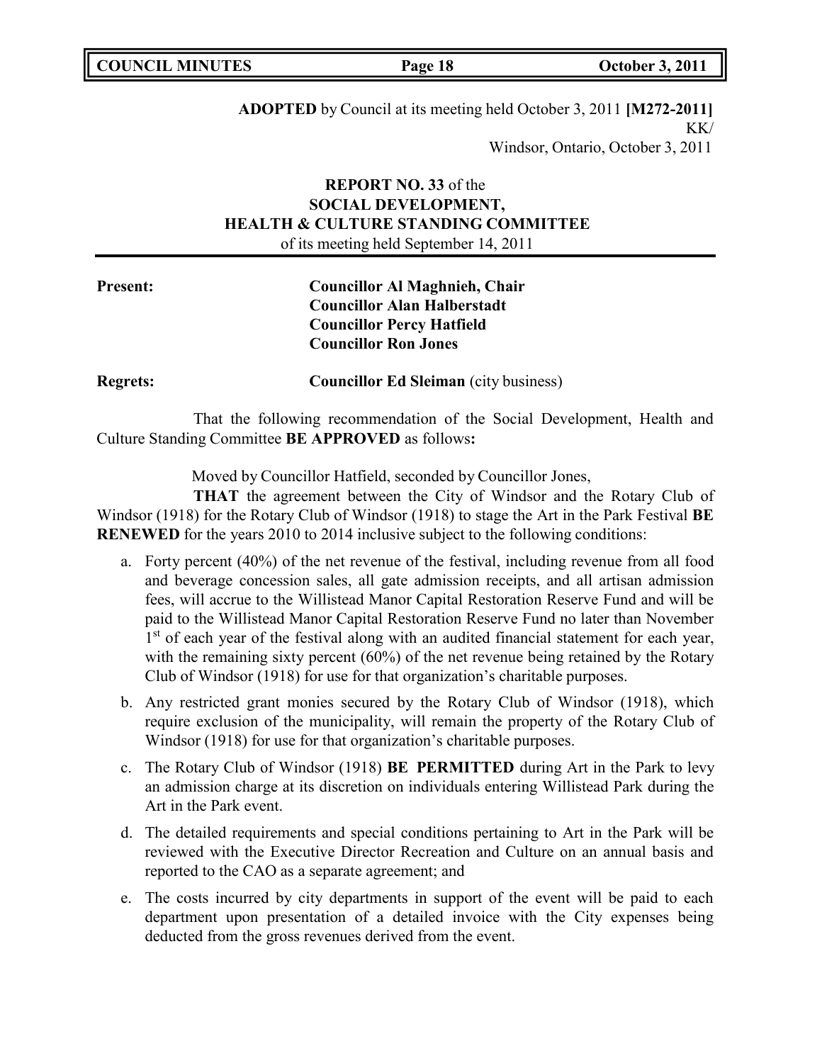**ADOPTED** by Council at its meeting held October 3, 2011 **[M272-2011]**
KK/
Windsor, Ontario, October 3, 2011

**REPORT NO. 33** of the
**SOCIAL DEVELOPMENT,**
**HEALTH & CULTURE STANDING COMMITTEE**
of its meeting held September 14, 2011

**Present:** **Councillor Al Maghnieh, Chair**
**Councillor Alan Halberstadt**
**Councillor Percy Hatfield**
**Councillor Ron Jones**

**Regrets:** **Councillor Ed Sleiman** (city business)

That the following recommendation of the Social Development, Health and Culture Standing Committee **BE APPROVED** as follows**:**

Moved by Councillor Hatfield, seconded by Councillor Jones,

**THAT** the agreement between the City of Windsor and the Rotary Club of Windsor (1918) for the Rotary Club of Windsor (1918) to stage the Art in the Park Festival **BE RENEWED** for the years 2010 to 2014 inclusive subject to the following conditions:

a. Forty percent (40%) of the net revenue of the festival, including revenue from all food and beverage concession sales, all gate admission receipts, and all artisan admission fees, will accrue to the Willistead Manor Capital Restoration Reserve Fund and will be paid to the Willistead Manor Capital Restoration Reserve Fund no later than November 1st of each year of the festival along with an audited financial statement for each year, with the remaining sixty percent (60%) of the net revenue being retained by the Rotary Club of Windsor (1918) for use for that organization's charitable purposes.

b. Any restricted grant monies secured by the Rotary Club of Windsor (1918), which require exclusion of the municipality, will remain the property of the Rotary Club of Windsor (1918) for use for that organization's charitable purposes.

c. The Rotary Club of Windsor (1918) **BE PERMITTED** during Art in the Park to levy an admission charge at its discretion on individuals entering Willistead Park during the Art in the Park event.

d. The detailed requirements and special conditions pertaining to Art in the Park will be reviewed with the Executive Director Recreation and Culture on an annual basis and reported to the CAO as a separate agreement; and

e. The costs incurred by city departments in support of the event will be paid to each department upon presentation of a detailed invoice with the City expenses being deducted from the gross revenues derived from the event.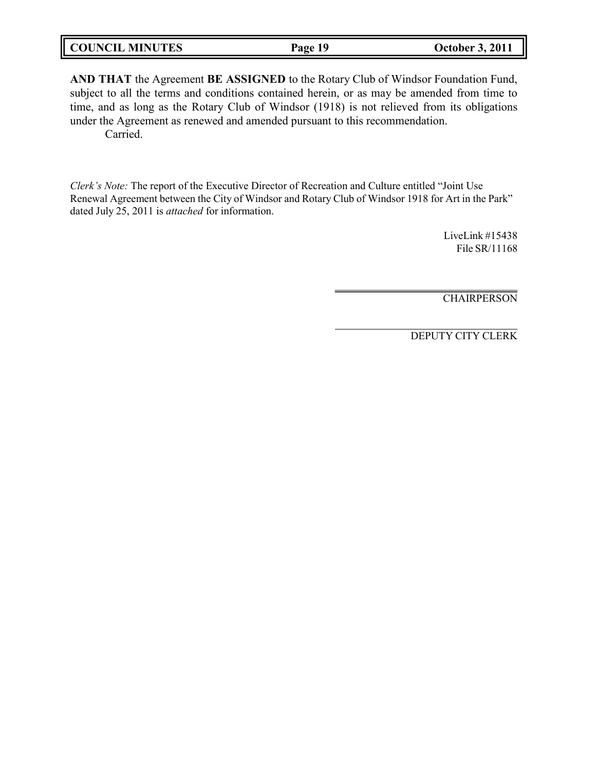**AND THAT** the Agreement **BE ASSIGNED** to the Rotary Club of Windsor Foundation Fund, subject to all the terms and conditions contained herein, or as may be amended from time to time, and as long as the Rotary Club of Windsor (1918) is not relieved from its obligations under the Agreement as renewed and amended pursuant to this recommendation.

Carried.

*Clerk's Note:* The report of the Executive Director of Recreation and Culture entitled "Joint Use Renewal Agreement between the City of Windsor and Rotary Club of Windsor 1918 for Art in the Park" dated July 25, 2011 is *attached* for information.

LiveLink #15438
File SR/11168

CHAIRPERSON

DEPUTY CITY CLERK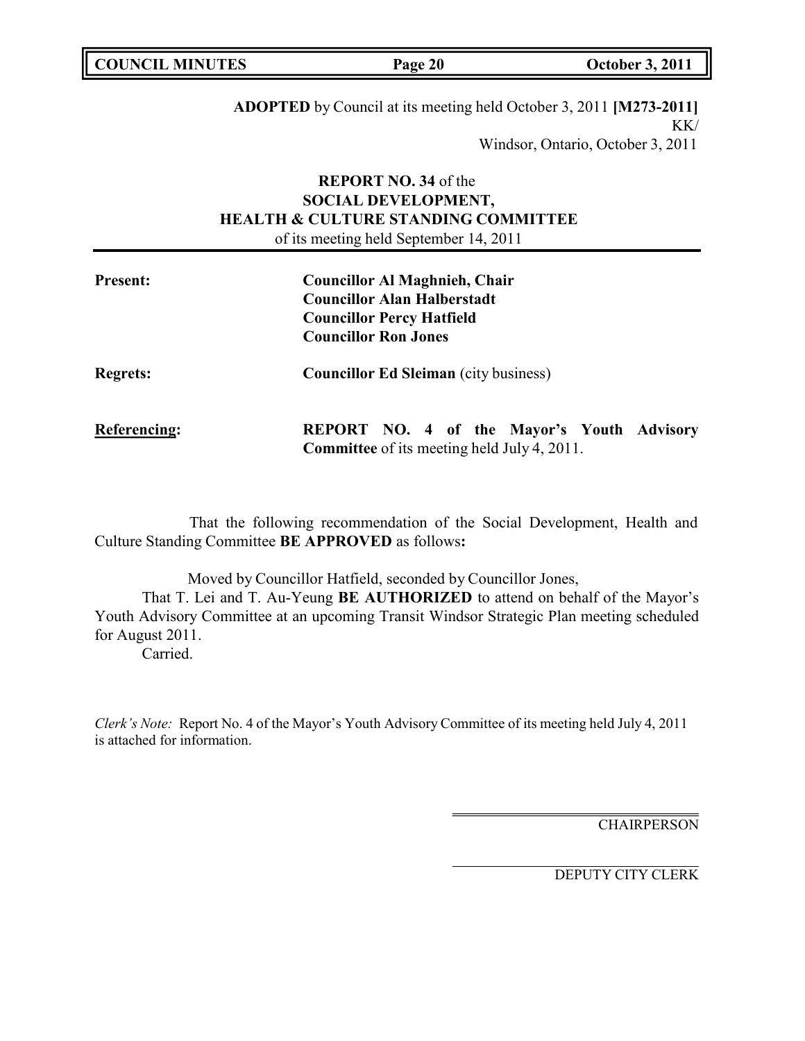**ADOPTED** by Council at its meeting held October 3, 2011 **[M273-2011]**
KK/
Windsor, Ontario, October 3, 2011

**REPORT NO. 34** of the
**SOCIAL DEVELOPMENT,**
**HEALTH & CULTURE STANDING COMMITTEE**
of its meeting held September 14, 2011

| | |
|---|---|
| **Present:** | **Councillor Al Maghnieh, Chair**<br>**Councillor Alan Halberstadt**<br>**Councillor Percy Hatfield**<br>**Councillor Ron Jones** |
| **Regrets:** | **Councillor Ed Sleiman** (city business) |
| **Referencing:** | **REPORT NO. 4 of the Mayor's Youth Advisory Committee** of its meeting held July 4, 2011. |

That the following recommendation of the Social Development, Health and Culture Standing Committee **BE APPROVED** as follows**:**

Moved by Councillor Hatfield, seconded by Councillor Jones,

That T. Lei and T. Au-Yeung **BE AUTHORIZED** to attend on behalf of the Mayor's Youth Advisory Committee at an upcoming Transit Windsor Strategic Plan meeting scheduled for August 2011.

Carried.

*Clerk's Note:* Report No. 4 of the Mayor's Youth Advisory Committee of its meeting held July 4, 2011 is attached for information.

CHAIRPERSON

DEPUTY CITY CLERK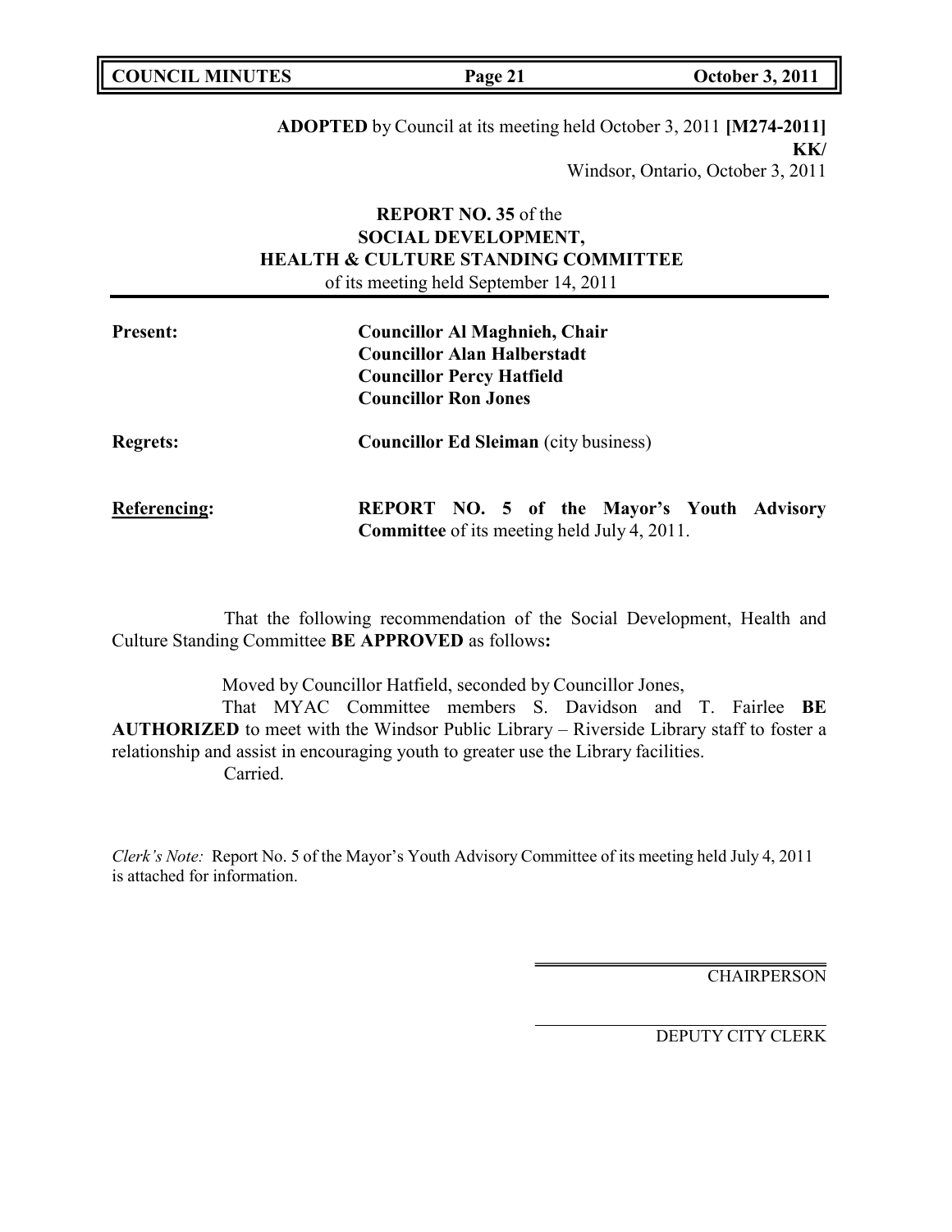**ADOPTED** by Council at its meeting held October 3, 2011 **[M274-2011]**
**KK/**
Windsor, Ontario, October 3, 2011

## REPORT NO. 35 of the SOCIAL DEVELOPMENT, HEALTH & CULTURE STANDING COMMITTEE

of its meeting held September 14, 2011

**Present:** **Councillor Al Maghnieh, Chair**
**Councillor Alan Halberstadt**
**Councillor Percy Hatfield**
**Councillor Ron Jones**

**Regrets:** **Councillor Ed Sleiman** (city business)

**Referencing:** **REPORT NO. 5 of the Mayor's Youth Advisory Committee** of its meeting held July 4, 2011.

That the following recommendation of the Social Development, Health and Culture Standing Committee **BE APPROVED** as follows**:**

Moved by Councillor Hatfield, seconded by Councillor Jones,

That MYAC Committee members S. Davidson and T. Fairlee **BE AUTHORIZED** to meet with the Windsor Public Library – Riverside Library staff to foster a relationship and assist in encouraging youth to greater use the Library facilities.

Carried.

*Clerk's Note:* Report No. 5 of the Mayor's Youth Advisory Committee of its meeting held July 4, 2011 is attached for information.

CHAIRPERSON

DEPUTY CITY CLERK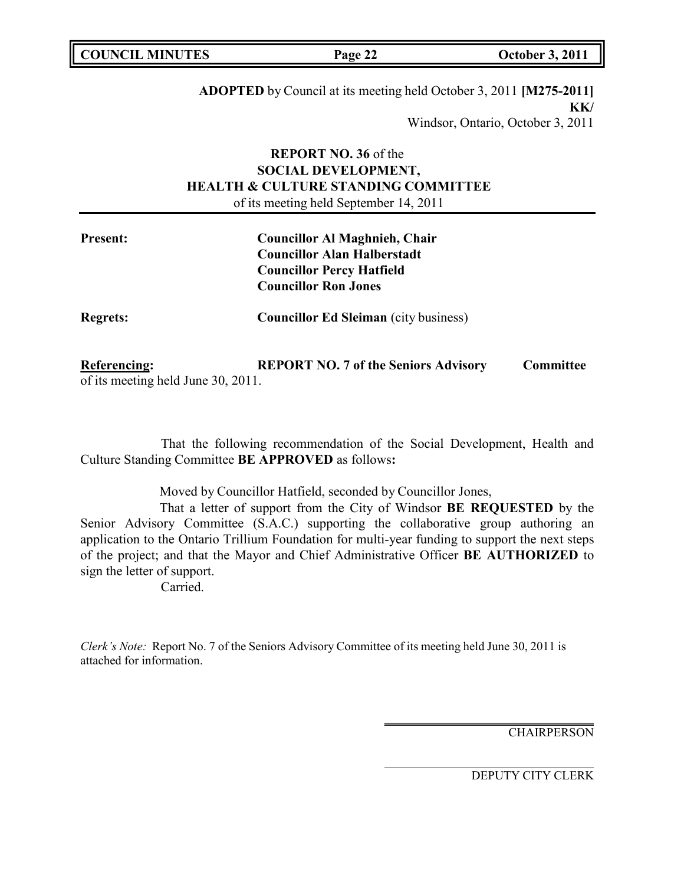**ADOPTED** by Council at its meeting held October 3, 2011 **[M275-2011]**
**KK/**
Windsor, Ontario, October 3, 2011

**REPORT NO. 36** of the
**SOCIAL DEVELOPMENT,**
**HEALTH & CULTURE STANDING COMMITTEE**
of its meeting held September 14, 2011

**Present:** **Councillor Al Maghnieh, Chair**
**Councillor Alan Halberstadt**
**Councillor Percy Hatfield**
**Councillor Ron Jones**

**Regrets:** **Councillor Ed Sleiman** (city business)

**Referencing:** **REPORT NO. 7 of the Seniors Advisory Committee** of its meeting held June 30, 2011.

That the following recommendation of the Social Development, Health and Culture Standing Committee **BE APPROVED** as follows**:**

Moved by Councillor Hatfield, seconded by Councillor Jones,

That a letter of support from the City of Windsor **BE REQUESTED** by the Senior Advisory Committee (S.A.C.) supporting the collaborative group authoring an application to the Ontario Trillium Foundation for multi-year funding to support the next steps of the project; and that the Mayor and Chief Administrative Officer **BE AUTHORIZED** to sign the letter of support.

Carried.

*Clerk's Note:* Report No. 7 of the Seniors Advisory Committee of its meeting held June 30, 2011 is attached for information.

CHAIRPERSON

DEPUTY CITY CLERK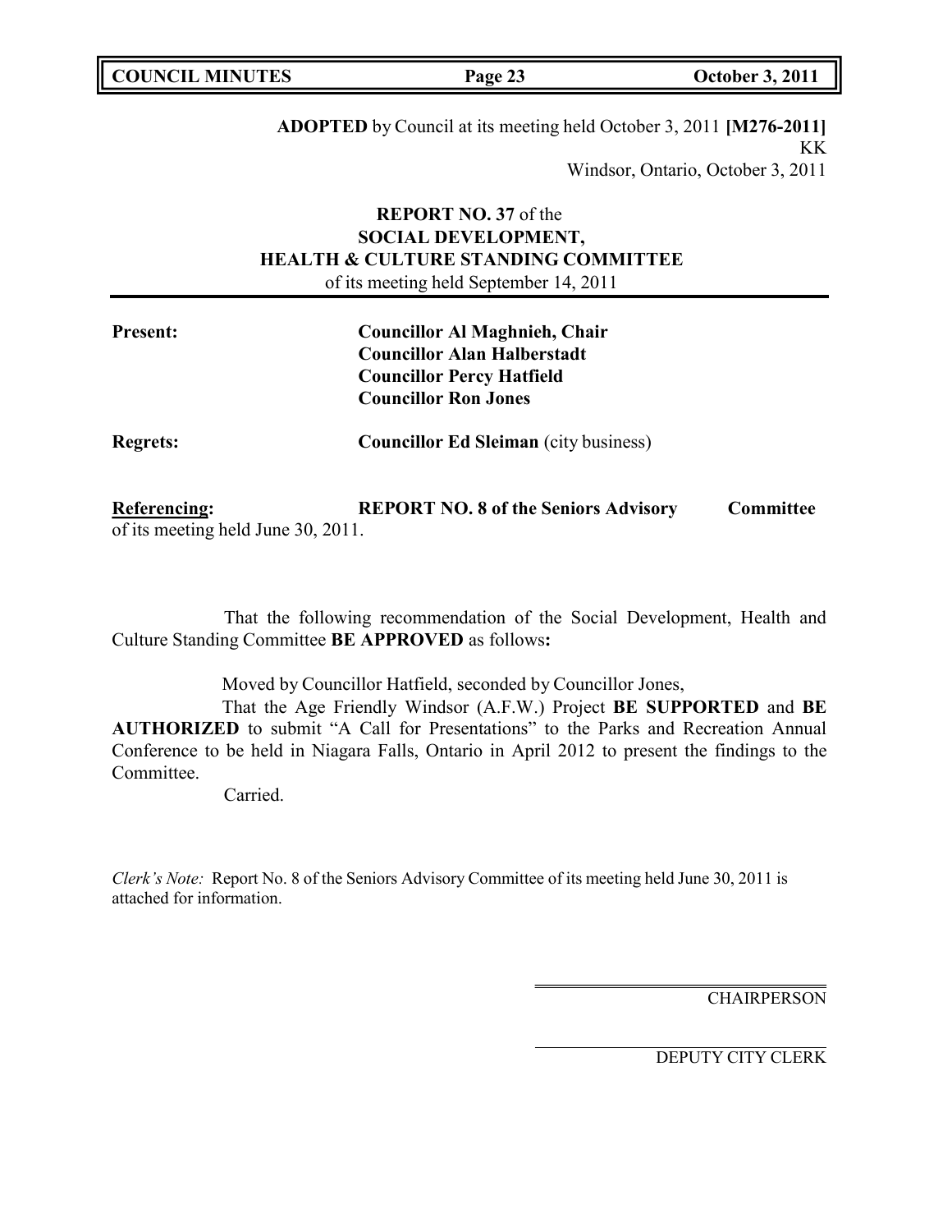**ADOPTED** by Council at its meeting held October 3, 2011 **[M276-2011]**
KK
Windsor, Ontario, October 3, 2011

**REPORT NO. 37** of the
**SOCIAL DEVELOPMENT,**
**HEALTH & CULTURE STANDING COMMITTEE**
of its meeting held September 14, 2011

**Present:** **Councillor Al Maghnieh, Chair**
**Councillor Alan Halberstadt**
**Councillor Percy Hatfield**
**Councillor Ron Jones**

**Regrets:** **Councillor Ed Sleiman** (city business)

**Referencing:** **REPORT NO. 8 of the Seniors Advisory Committee** of its meeting held June 30, 2011.

That the following recommendation of the Social Development, Health and Culture Standing Committee **BE APPROVED** as follows**:**

Moved by Councillor Hatfield, seconded by Councillor Jones,

That the Age Friendly Windsor (A.F.W.) Project **BE SUPPORTED** and **BE AUTHORIZED** to submit "A Call for Presentations" to the Parks and Recreation Annual Conference to be held in Niagara Falls, Ontario in April 2012 to present the findings to the Committee.

Carried.

*Clerk's Note:* Report No. 8 of the Seniors Advisory Committee of its meeting held June 30, 2011 is attached for information.

CHAIRPERSON

DEPUTY CITY CLERK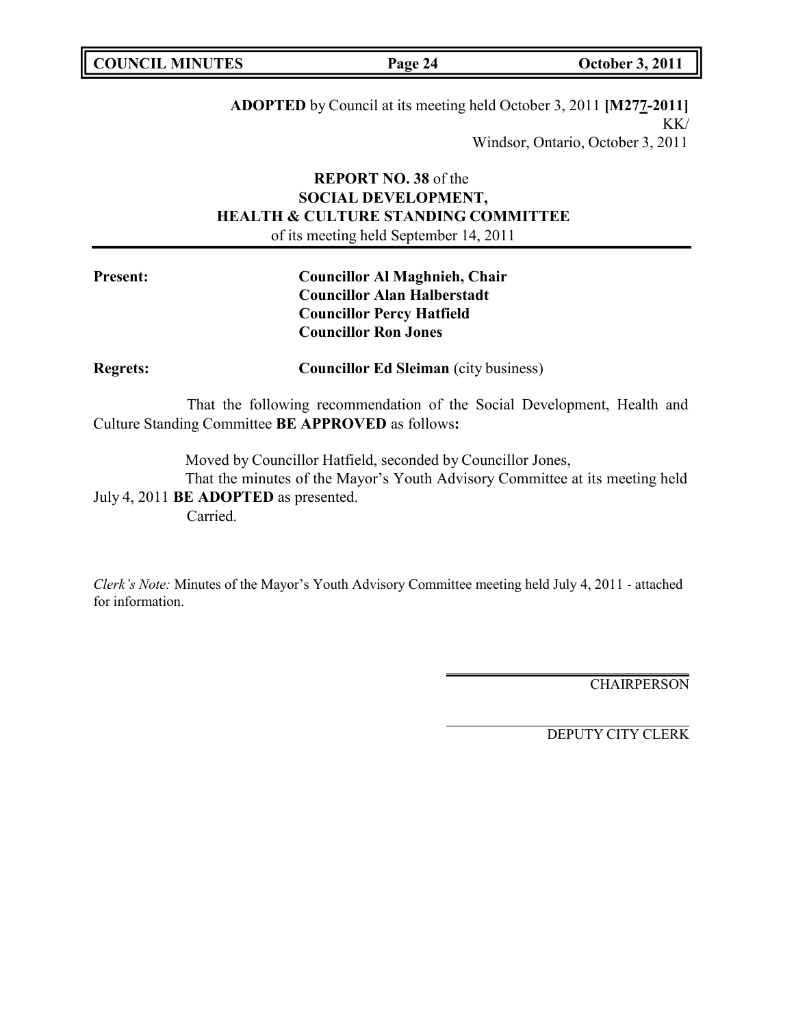**ADOPTED** by Council at its meeting held October 3, 2011 **[M277-2011]**

KK/

Windsor, Ontario, October 3, 2011

## REPORT NO. 38 of the SOCIAL DEVELOPMENT, HEALTH & CULTURE STANDING COMMITTEE

of its meeting held September 14, 2011

**Present:** **Councillor Al Maghnieh, Chair**
**Councillor Alan Halberstadt**
**Councillor Percy Hatfield**
**Councillor Ron Jones**

**Regrets:** **Councillor Ed Sleiman** (city business)

That the following recommendation of the Social Development, Health and Culture Standing Committee **BE APPROVED** as follows**:**

Moved by Councillor Hatfield, seconded by Councillor Jones,

That the minutes of the Mayor's Youth Advisory Committee at its meeting held July 4, 2011 **BE ADOPTED** as presented.

Carried.

*Clerk's Note:* Minutes of the Mayor's Youth Advisory Committee meeting held July 4, 2011 - attached for information.

CHAIRPERSON

DEPUTY CITY CLERK